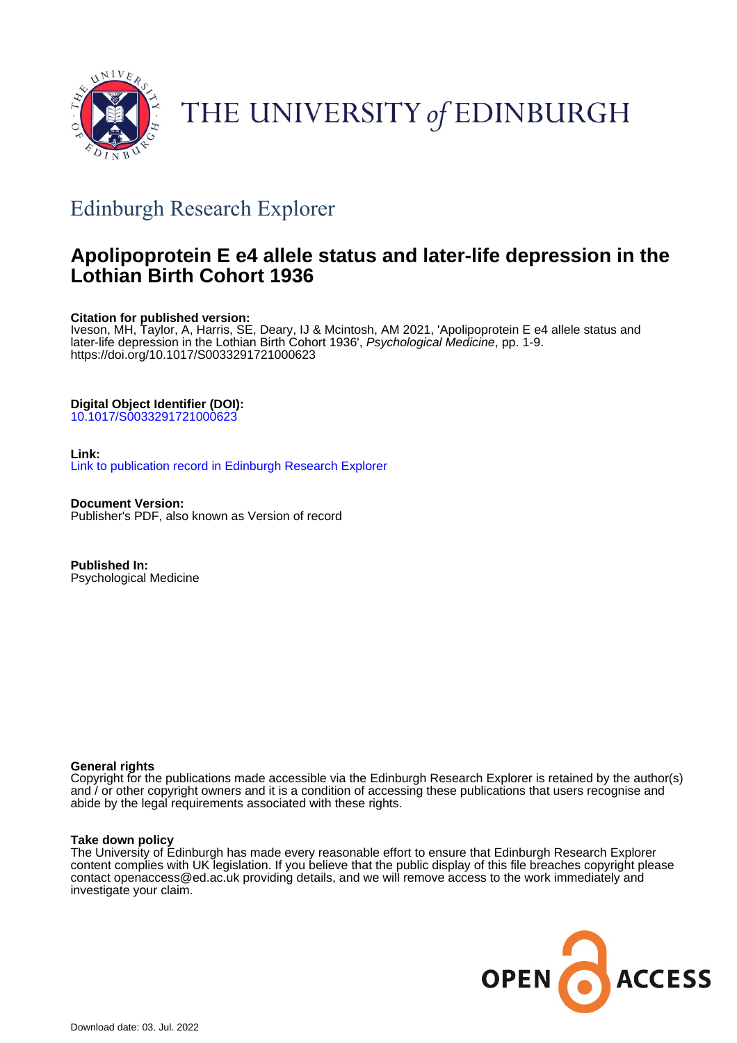THE UNIVERSITY of EDINBURGH

## Edinburgh Research Explorer

# Apolipoprotein E e4 allele status and later-life depression in the Lothian Birth Cohort 1936

**Citation for published version:**
Iveson, MH, Taylor, A, Harris, SE, Deary, IJ & Mcintosh, AM 2021, 'Apolipoprotein E e4 allele status and later-life depression in the Lothian Birth Cohort 1936', *Psychological Medicine*, pp. 1-9. https://doi.org/10.1017/S0033291721000623

**Digital Object Identifier (DOI):**
10.1017/S0033291721000623

**Link:**
Link to publication record in Edinburgh Research Explorer

**Document Version:**
Publisher's PDF, also known as Version of record

**Published In:**
Psychological Medicine

**General rights**
Copyright for the publications made accessible via the Edinburgh Research Explorer is retained by the author(s) and / or other copyright owners and it is a condition of accessing these publications that users recognise and abide by the legal requirements associated with these rights.

**Take down policy**
The University of Edinburgh has made every reasonable effort to ensure that Edinburgh Research Explorer content complies with UK legislation. If you believe that the public display of this file breaches copyright please contact openaccess@ed.ac.uk providing details, and we will remove access to the work immediately and investigate your claim.

OPEN ACCESS

Download date: 03. Jul. 2022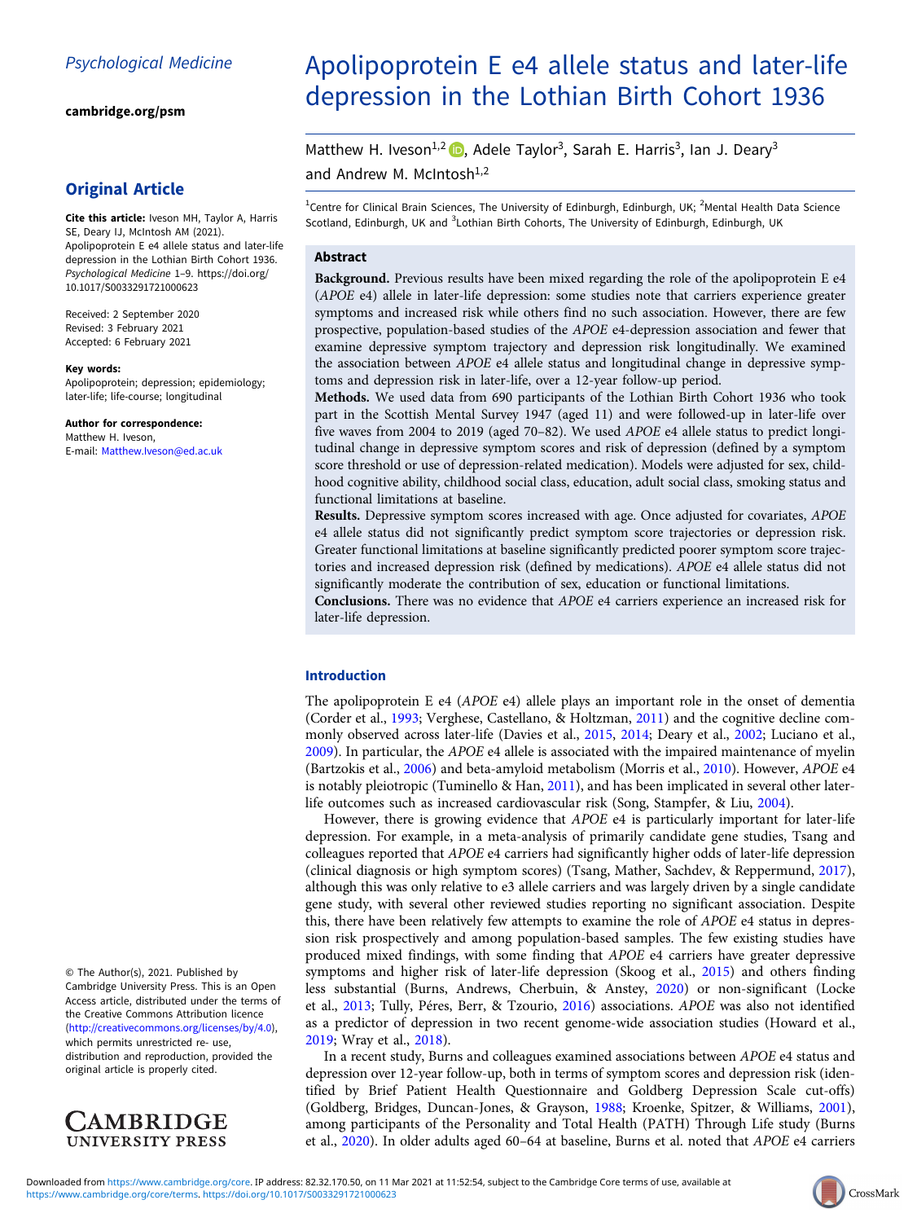# Apolipoprotein E e4 allele status and later-life depression in the Lothian Birth Cohort 1936

Matthew H. Iveson[1,2], Adele Taylor[3], Sarah E. Harris[3], Ian J. Deary[3] and Andrew M. McIntosh[1,2]

[1]Centre for Clinical Brain Sciences, The University of Edinburgh, Edinburgh, UK; [2]Mental Health Data Science Scotland, Edinburgh, UK and [3]Lothian Birth Cohorts, The University of Edinburgh, Edinburgh, UK

## Original Article

**Cite this article:** Iveson MH, Taylor A, Harris SE, Deary IJ, McIntosh AM (2021). Apolipoprotein E e4 allele status and later-life depression in the Lothian Birth Cohort 1936. *Psychological Medicine* 1–9. https://doi.org/10.1017/S0033291721000623

Received: 2 September 2020
Revised: 3 February 2021
Accepted: 6 February 2021

**Key words:**
Apolipoprotein; depression; epidemiology; later-life; life-course; longitudinal

**Author for correspondence:**
Matthew H. Iveson,
E-mail: Matthew.Iveson@ed.ac.uk

© The Author(s), 2021. Published by Cambridge University Press. This is an Open Access article, distributed under the terms of the Creative Commons Attribution licence (http://creativecommons.org/licenses/by/4.0), which permits unrestricted re- use, distribution and reproduction, provided the original article is properly cited.

## Abstract

**Background.** Previous results have been mixed regarding the role of the apolipoprotein E e4 (*APOE* e4) allele in later-life depression: some studies note that carriers experience greater symptoms and increased risk while others find no such association. However, there are few prospective, population-based studies of the *APOE* e4-depression association and fewer that examine depressive symptom trajectory and depression risk longitudinally. We examined the association between *APOE* e4 allele status and longitudinal change in depressive symptoms and depression risk in later-life, over a 12-year follow-up period.

**Methods.** We used data from 690 participants of the Lothian Birth Cohort 1936 who took part in the Scottish Mental Survey 1947 (aged 11) and were followed-up in later-life over five waves from 2004 to 2019 (aged 70–82). We used *APOE* e4 allele status to predict longitudinal change in depressive symptom scores and risk of depression (defined by a symptom score threshold or use of depression-related medication). Models were adjusted for sex, childhood cognitive ability, childhood social class, education, adult social class, smoking status and functional limitations at baseline.

**Results.** Depressive symptom scores increased with age. Once adjusted for covariates, *APOE* e4 allele status did not significantly predict symptom score trajectories or depression risk. Greater functional limitations at baseline significantly predicted poorer symptom score trajectories and increased depression risk (defined by medications). *APOE* e4 allele status did not significantly moderate the contribution of sex, education or functional limitations.

**Conclusions.** There was no evidence that *APOE* e4 carriers experience an increased risk for later-life depression.

## Introduction

The apolipoprotein E e4 (*APOE* e4) allele plays an important role in the onset of dementia (Corder et al., 1993; Verghese, Castellano, & Holtzman, 2011) and the cognitive decline commonly observed across later-life (Davies et al., 2015, 2014; Deary et al., 2002; Luciano et al., 2009). In particular, the *APOE* e4 allele is associated with the impaired maintenance of myelin (Bartzokis et al., 2006) and beta-amyloid metabolism (Morris et al., 2010). However, *APOE* e4 is notably pleiotropic (Tuminello & Han, 2011), and has been implicated in several other later-life outcomes such as increased cardiovascular risk (Song, Stampfer, & Liu, 2004).

However, there is growing evidence that *APOE* e4 is particularly important for later-life depression. For example, in a meta-analysis of primarily candidate gene studies, Tsang and colleagues reported that *APOE* e4 carriers had significantly higher odds of later-life depression (clinical diagnosis or high symptom scores) (Tsang, Mather, Sachdev, & Reppermund, 2017), although this was only relative to e3 allele carriers and was largely driven by a single candidate gene study, with several other reviewed studies reporting no significant association. Despite this, there have been relatively few attempts to examine the role of *APOE* e4 status in depression risk prospectively and among population-based samples. The few existing studies have produced mixed findings, with some finding that *APOE* e4 carriers have greater depressive symptoms and higher risk of later-life depression (Skoog et al., 2015) and others finding less substantial (Burns, Andrews, Cherbuin, & Anstey, 2020) or non-significant (Locke et al., 2013; Tully, Péres, Berr, & Tzourio, 2016) associations. *APOE* was also not identified as a predictor of depression in two recent genome-wide association studies (Howard et al., 2019; Wray et al., 2018).

In a recent study, Burns and colleagues examined associations between *APOE* e4 status and depression over 12-year follow-up, both in terms of symptom scores and depression risk (identified by Brief Patient Health Questionnaire and Goldberg Depression Scale cut-offs) (Goldberg, Bridges, Duncan-Jones, & Grayson, 1988; Kroenke, Spitzer, & Williams, 2001), among participants of the Personality and Total Health (PATH) Through Life study (Burns et al., 2020). In older adults aged 60–64 at baseline, Burns et al. noted that *APOE* e4 carriers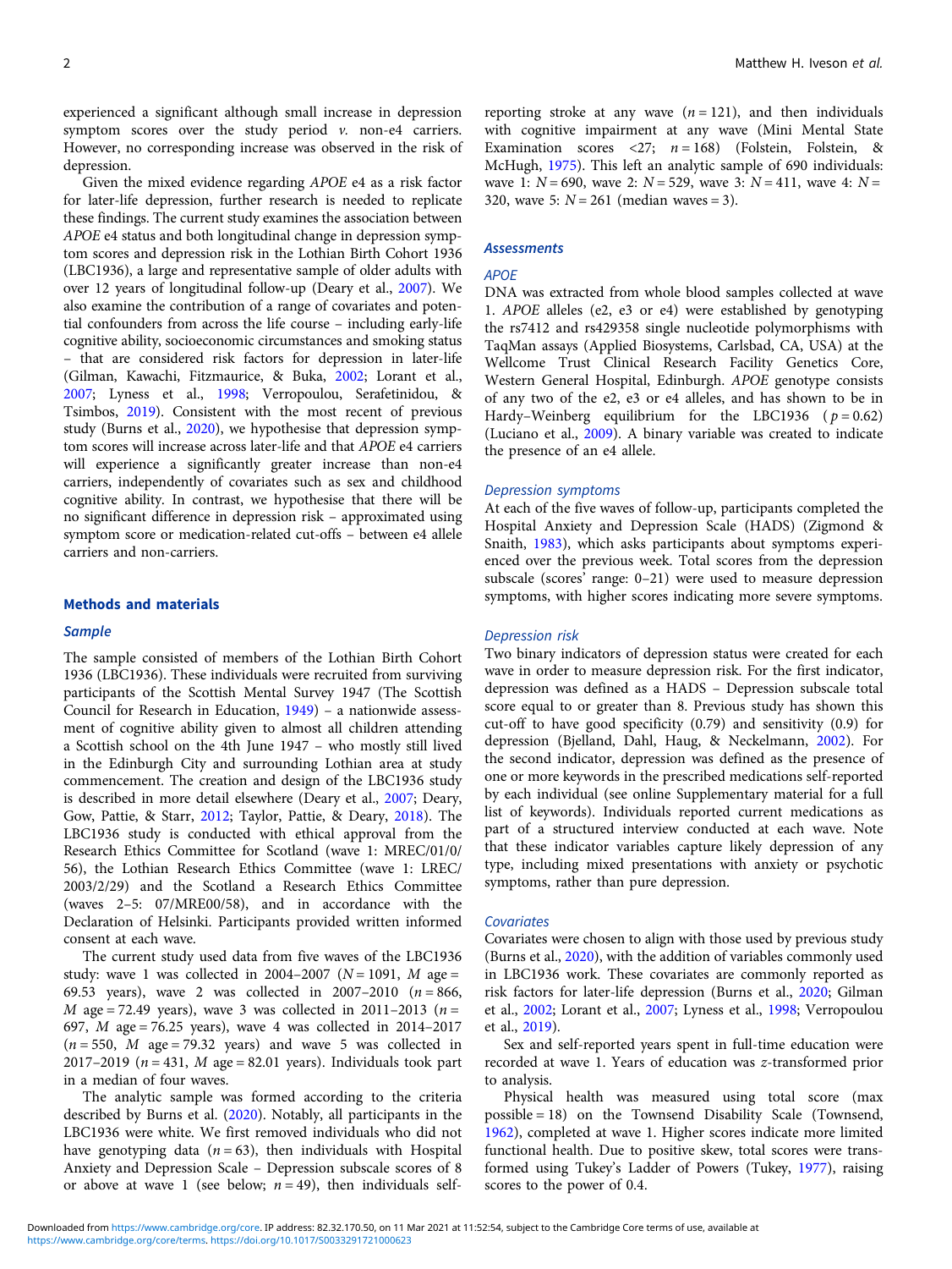experienced a significant although small increase in depression symptom scores over the study period *v.* non-e4 carriers. However, no corresponding increase was observed in the risk of depression.

Given the mixed evidence regarding *APOE* e4 as a risk factor for later-life depression, further research is needed to replicate these findings. The current study examines the association between *APOE* e4 status and both longitudinal change in depression symptom scores and depression risk in the Lothian Birth Cohort 1936 (LBC1936), a large and representative sample of older adults with over 12 years of longitudinal follow-up (Deary et al., 2007). We also examine the contribution of a range of covariates and potential confounders from across the life course – including early-life cognitive ability, socioeconomic circumstances and smoking status – that are considered risk factors for depression in later-life (Gilman, Kawachi, Fitzmaurice, & Buka, 2002; Lorant et al., 2007; Lyness et al., 1998; Verropoulou, Serafetinidou, & Tsimbos, 2019). Consistent with the most recent of previous study (Burns et al., 2020), we hypothesise that depression symptom scores will increase across later-life and that *APOE* e4 carriers will experience a significantly greater increase than non-e4 carriers, independently of covariates such as sex and childhood cognitive ability. In contrast, we hypothesise that there will be no significant difference in depression risk – approximated using symptom score or medication-related cut-offs – between e4 allele carriers and non-carriers.

## Methods and materials

### Sample

The sample consisted of members of the Lothian Birth Cohort 1936 (LBC1936). These individuals were recruited from surviving participants of the Scottish Mental Survey 1947 (The Scottish Council for Research in Education, 1949) – a nationwide assessment of cognitive ability given to almost all children attending a Scottish school on the 4th June 1947 – who mostly still lived in the Edinburgh City and surrounding Lothian area at study commencement. The creation and design of the LBC1936 study is described in more detail elsewhere (Deary et al., 2007; Deary, Gow, Pattie, & Starr, 2012; Taylor, Pattie, & Deary, 2018). The LBC1936 study is conducted with ethical approval from the Research Ethics Committee for Scotland (wave 1: MREC/01/0/56), the Lothian Research Ethics Committee (wave 1: LREC/2003/2/29) and the Scotland a Research Ethics Committee (waves 2–5: 07/MRE00/58), and in accordance with the Declaration of Helsinki. Participants provided written informed consent at each wave.

The current study used data from five waves of the LBC1936 study: wave 1 was collected in 2004–2007 ($N = 1091$, $M$ age = 69.53 years), wave 2 was collected in 2007–2010 ($n = 866$, $M$ age = 72.49 years), wave 3 was collected in 2011–2013 ($n = 697$, $M$ age = 76.25 years), wave 4 was collected in 2014–2017 ($n = 550$, $M$ age = 79.32 years) and wave 5 was collected in 2017–2019 ($n = 431$, $M$ age = 82.01 years). Individuals took part in a median of four waves.

The analytic sample was formed according to the criteria described by Burns et al. (2020). Notably, all participants in the LBC1936 were white. We first removed individuals who did not have genotyping data ($n = 63$), then individuals with Hospital Anxiety and Depression Scale – Depression subscale scores of 8 or above at wave 1 (see below; $n = 49$), then individuals self-reporting stroke at any wave ($n = 121$), and then individuals with cognitive impairment at any wave (Mini Mental State Examination scores <27; $n = 168$) (Folstein, Folstein, & McHugh, 1975). This left an analytic sample of 690 individuals: wave 1: $N = 690$, wave 2: $N = 529$, wave 3: $N = 411$, wave 4: $N = 320$, wave 5: $N = 261$ (median waves = 3).

### Assessments

#### *APOE*

DNA was extracted from whole blood samples collected at wave 1. *APOE* alleles (e2, e3 or e4) were established by genotyping the rs7412 and rs429358 single nucleotide polymorphisms with TaqMan assays (Applied Biosystems, Carlsbad, CA, USA) at the Wellcome Trust Clinical Research Facility Genetics Core, Western General Hospital, Edinburgh. *APOE* genotype consists of any two of the e2, e3 or e4 alleles, and has shown to be in Hardy–Weinberg equilibrium for the LBC1936 ($p = 0.62$) (Luciano et al., 2009). A binary variable was created to indicate the presence of an e4 allele.

#### Depression symptoms

At each of the five waves of follow-up, participants completed the Hospital Anxiety and Depression Scale (HADS) (Zigmond & Snaith, 1983), which asks participants about symptoms experienced over the previous week. Total scores from the depression subscale (scores' range: 0–21) were used to measure depression symptoms, with higher scores indicating more severe symptoms.

#### Depression risk

Two binary indicators of depression status were created for each wave in order to measure depression risk. For the first indicator, depression was defined as a HADS – Depression subscale total score equal to or greater than 8. Previous study has shown this cut-off to have good specificity (0.79) and sensitivity (0.9) for depression (Bjelland, Dahl, Haug, & Neckelmann, 2002). For the second indicator, depression was defined as the presence of one or more keywords in the prescribed medications self-reported by each individual (see online Supplementary material for a full list of keywords). Individuals reported current medications as part of a structured interview conducted at each wave. Note that these indicator variables capture likely depression of any type, including mixed presentations with anxiety or psychotic symptoms, rather than pure depression.

#### Covariates

Covariates were chosen to align with those used by previous study (Burns et al., 2020), with the addition of variables commonly used in LBC1936 work. These covariates are commonly reported as risk factors for later-life depression (Burns et al., 2020; Gilman et al., 2002; Lorant et al., 2007; Lyness et al., 1998; Verropoulou et al., 2019).

Sex and self-reported years spent in full-time education were recorded at wave 1. Years of education was $z$-transformed prior to analysis.

Physical health was measured using total score (max possible = 18) on the Townsend Disability Scale (Townsend, 1962), completed at wave 1. Higher scores indicate more limited functional health. Due to positive skew, total scores were transformed using Tukey's Ladder of Powers (Tukey, 1977), raising scores to the power of 0.4.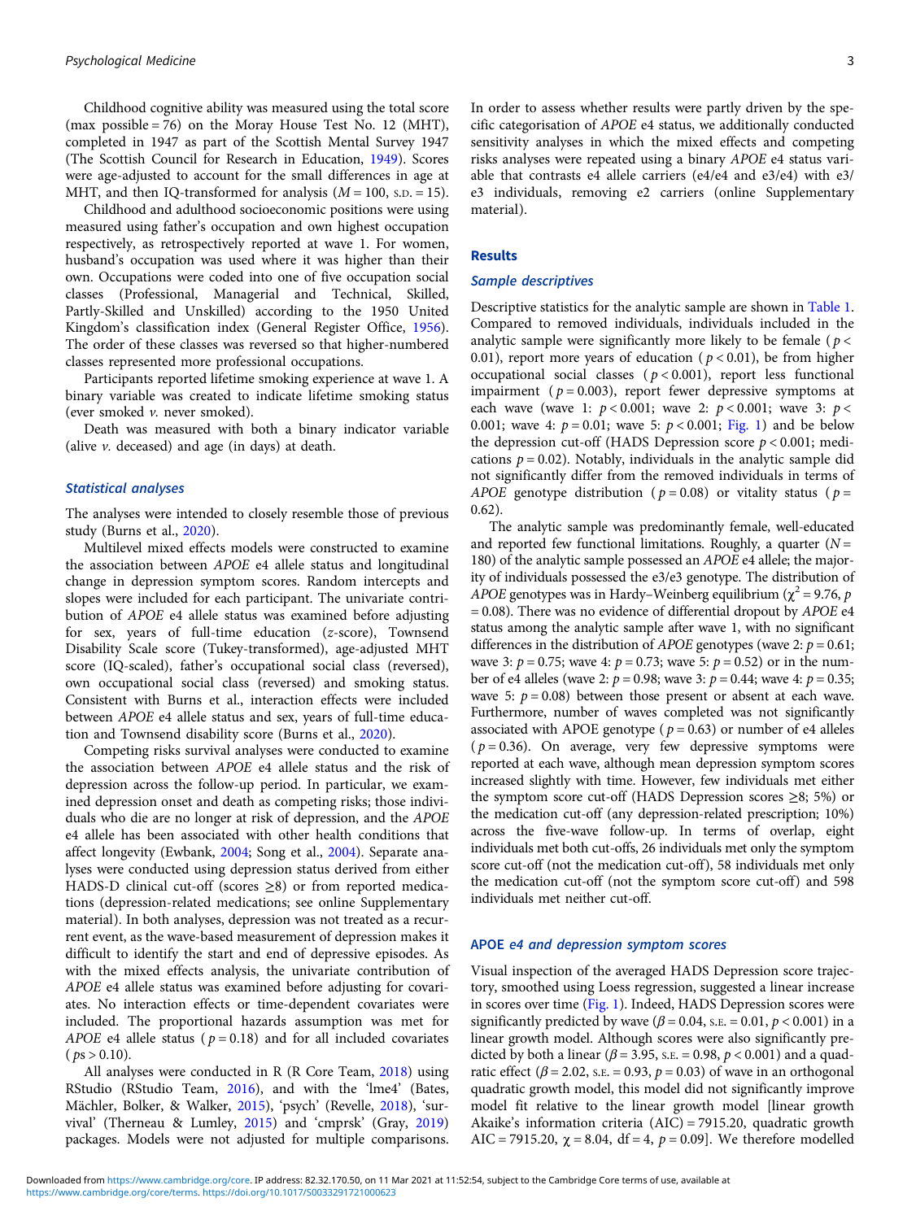Childhood cognitive ability was measured using the total score (max possible = 76) on the Moray House Test No. 12 (MHT), completed in 1947 as part of the Scottish Mental Survey 1947 (The Scottish Council for Research in Education, 1949). Scores were age-adjusted to account for the small differences in age at MHT, and then IQ-transformed for analysis ($M = 100$, S.D. = 15).

Childhood and adulthood socioeconomic positions were using measured using father's occupation and own highest occupation respectively, as retrospectively reported at wave 1. For women, husband's occupation was used where it was higher than their own. Occupations were coded into one of five occupation social classes (Professional, Managerial and Technical, Skilled, Partly-Skilled and Unskilled) according to the 1950 United Kingdom's classification index (General Register Office, 1956). The order of these classes was reversed so that higher-numbered classes represented more professional occupations.

Participants reported lifetime smoking experience at wave 1. A binary variable was created to indicate lifetime smoking status (ever smoked *v.* never smoked).

Death was measured with both a binary indicator variable (alive *v.* deceased) and age (in days) at death.

### Statistical analyses

The analyses were intended to closely resemble those of previous study (Burns et al., 2020).

Multilevel mixed effects models were constructed to examine the association between *APOE* e4 allele status and longitudinal change in depression symptom scores. Random intercepts and slopes were included for each participant. The univariate contribution of *APOE* e4 allele status was examined before adjusting for sex, years of full-time education (*z*-score), Townsend Disability Scale score (Tukey-transformed), age-adjusted MHT score (IQ-scaled), father's occupational social class (reversed), own occupational social class (reversed) and smoking status. Consistent with Burns et al., interaction effects were included between *APOE* e4 allele status and sex, years of full-time education and Townsend disability score (Burns et al., 2020).

Competing risks survival analyses were conducted to examine the association between *APOE* e4 allele status and the risk of depression across the follow-up period. In particular, we examined depression onset and death as competing risks; those individuals who die are no longer at risk of depression, and the *APOE* e4 allele has been associated with other health conditions that affect longevity (Ewbank, 2004; Song et al., 2004). Separate analyses were conducted using depression status derived from either HADS-D clinical cut-off (scores ≥8) or from reported medications (depression-related medications; see online Supplementary material). In both analyses, depression was not treated as a recurrent event, as the wave-based measurement of depression makes it difficult to identify the start and end of depressive episodes. As with the mixed effects analysis, the univariate contribution of *APOE* e4 allele status was examined before adjusting for covariates. No interaction effects or time-dependent covariates were included. The proportional hazards assumption was met for *APOE* e4 allele status ($p = 0.18$) and for all included covariates ($ps > 0.10$).

All analyses were conducted in R (R Core Team, 2018) using RStudio (RStudio Team, 2016), and with the 'lme4' (Bates, Mächler, Bolker, & Walker, 2015), 'psych' (Revelle, 2018), 'survival' (Therneau & Lumley, 2015) and 'cmprsk' (Gray, 2019) packages. Models were not adjusted for multiple comparisons. In order to assess whether results were partly driven by the specific categorisation of *APOE* e4 status, we additionally conducted sensitivity analyses in which the mixed effects and competing risks analyses were repeated using a binary *APOE* e4 status variable that contrasts e4 allele carriers (e4/e4 and e3/e4) with e3/e3 individuals, removing e2 carriers (online Supplementary material).

## Results

### Sample descriptives

Descriptive statistics for the analytic sample are shown in Table 1. Compared to removed individuals, individuals included in the analytic sample were significantly more likely to be female ($p < 0.01$), report more years of education ($p < 0.01$), be from higher occupational social classes ($p < 0.001$), report less functional impairment ($p = 0.003$), report fewer depressive symptoms at each wave (wave 1: $p < 0.001$; wave 2: $p < 0.001$; wave 3: $p < 0.001$; wave 4: $p = 0.01$; wave 5: $p < 0.001$; Fig. 1) and be below the depression cut-off (HADS Depression score $p < 0.001$; medications $p = 0.02$). Notably, individuals in the analytic sample did not significantly differ from the removed individuals in terms of *APOE* genotype distribution ($p = 0.08$) or vitality status ($p = 0.62$).

The analytic sample was predominantly female, well-educated and reported few functional limitations. Roughly, a quarter ($N = 180$) of the analytic sample possessed an *APOE* e4 allele; the majority of individuals possessed the e3/e3 genotype. The distribution of *APOE* genotypes was in Hardy–Weinberg equilibrium ($\chi^2 = 9.76$, $p = 0.08$). There was no evidence of differential dropout by *APOE* e4 status among the analytic sample after wave 1, with no significant differences in the distribution of *APOE* genotypes (wave 2: $p = 0.61$; wave 3: $p = 0.75$; wave 4: $p = 0.73$; wave 5: $p = 0.52$) or in the number of e4 alleles (wave 2: $p = 0.98$; wave 3: $p = 0.44$; wave 4: $p = 0.35$; wave 5: $p = 0.08$) between those present or absent at each wave. Furthermore, number of waves completed was not significantly associated with APOE genotype ($p = 0.63$) or number of e4 alleles ($p = 0.36$). On average, very few depressive symptoms were reported at each wave, although mean depression symptom scores increased slightly with time. However, few individuals met either the symptom score cut-off (HADS Depression scores ≥8; 5%) or the medication cut-off (any depression-related prescription; 10%) across the five-wave follow-up. In terms of overlap, eight individuals met both cut-offs, 26 individuals met only the symptom score cut-off (not the medication cut-off), 58 individuals met only the medication cut-off (not the symptom score cut-off) and 598 individuals met neither cut-off.

### APOE e4 and depression symptom scores

Visual inspection of the averaged HADS Depression score trajectory, smoothed using Loess regression, suggested a linear increase in scores over time (Fig. 1). Indeed, HADS Depression scores were significantly predicted by wave ($\beta = 0.04$, S.E. = 0.01, $p < 0.001$) in a linear growth model. Although scores were also significantly predicted by both a linear ($\beta = 3.95$, S.E. = 0.98, $p < 0.001$) and a quadratic effect ($\beta = 2.02$, S.E. = 0.93, $p = 0.03$) of wave in an orthogonal quadratic growth model, this model did not significantly improve model fit relative to the linear growth model [linear growth Akaike's information criteria (AIC) = 7915.20, quadratic growth AIC = 7915.20, $\chi = 8.04$, df = 4, $p = 0.09$]. We therefore modelled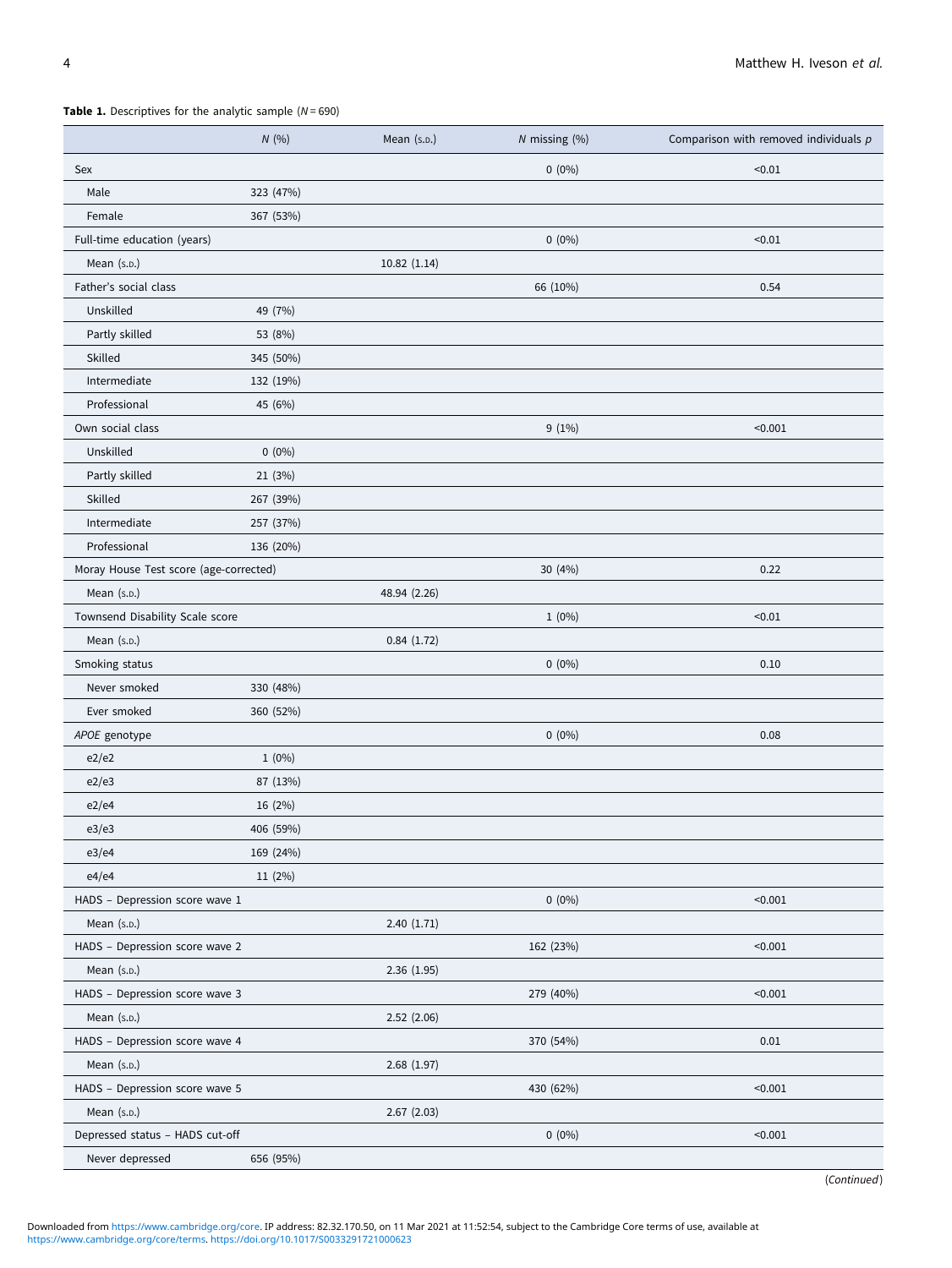**Table 1.** Descriptives for the analytic sample ($N = 690$)

| | *N* (%) | Mean (s.d.) | *N* missing (%) | Comparison with removed individuals *p* |
|---|---|---|---|---|
| Sex | | | 0 (0%) | <0.01 |
| Male | 323 (47%) | | | |
| Female | 367 (53%) | | | |
| Full-time education (years) | | | 0 (0%) | <0.01 |
| Mean (s.d.) | | 10.82 (1.14) | | |
| Father's social class | | | 66 (10%) | 0.54 |
| Unskilled | 49 (7%) | | | |
| Partly skilled | 53 (8%) | | | |
| Skilled | 345 (50%) | | | |
| Intermediate | 132 (19%) | | | |
| Professional | 45 (6%) | | | |
| Own social class | | | 9 (1%) | <0.001 |
| Unskilled | 0 (0%) | | | |
| Partly skilled | 21 (3%) | | | |
| Skilled | 267 (39%) | | | |
| Intermediate | 257 (37%) | | | |
| Professional | 136 (20%) | | | |
| Moray House Test score (age-corrected) | | | 30 (4%) | 0.22 |
| Mean (s.d.) | | 48.94 (2.26) | | |
| Townsend Disability Scale score | | | 1 (0%) | <0.01 |
| Mean (s.d.) | | 0.84 (1.72) | | |
| Smoking status | | | 0 (0%) | 0.10 |
| Never smoked | 330 (48%) | | | |
| Ever smoked | 360 (52%) | | | |
| *APOE* genotype | | | 0 (0%) | 0.08 |
| e2/e2 | 1 (0%) | | | |
| e2/e3 | 87 (13%) | | | |
| e2/e4 | 16 (2%) | | | |
| e3/e3 | 406 (59%) | | | |
| e3/e4 | 169 (24%) | | | |
| e4/e4 | 11 (2%) | | | |
| HADS – Depression score wave 1 | | | 0 (0%) | <0.001 |
| Mean (s.d.) | | 2.40 (1.71) | | |
| HADS – Depression score wave 2 | | | 162 (23%) | <0.001 |
| Mean (s.d.) | | 2.36 (1.95) | | |
| HADS – Depression score wave 3 | | | 279 (40%) | <0.001 |
| Mean (s.d.) | | 2.52 (2.06) | | |
| HADS – Depression score wave 4 | | | 370 (54%) | 0.01 |
| Mean (s.d.) | | 2.68 (1.97) | | |
| HADS – Depression score wave 5 | | | 430 (62%) | <0.001 |
| Mean (s.d.) | | 2.67 (2.03) | | |
| Depressed status – HADS cut-off | | | 0 (0%) | <0.001 |
| Never depressed | 656 (95%) | | | |

(*Continued*)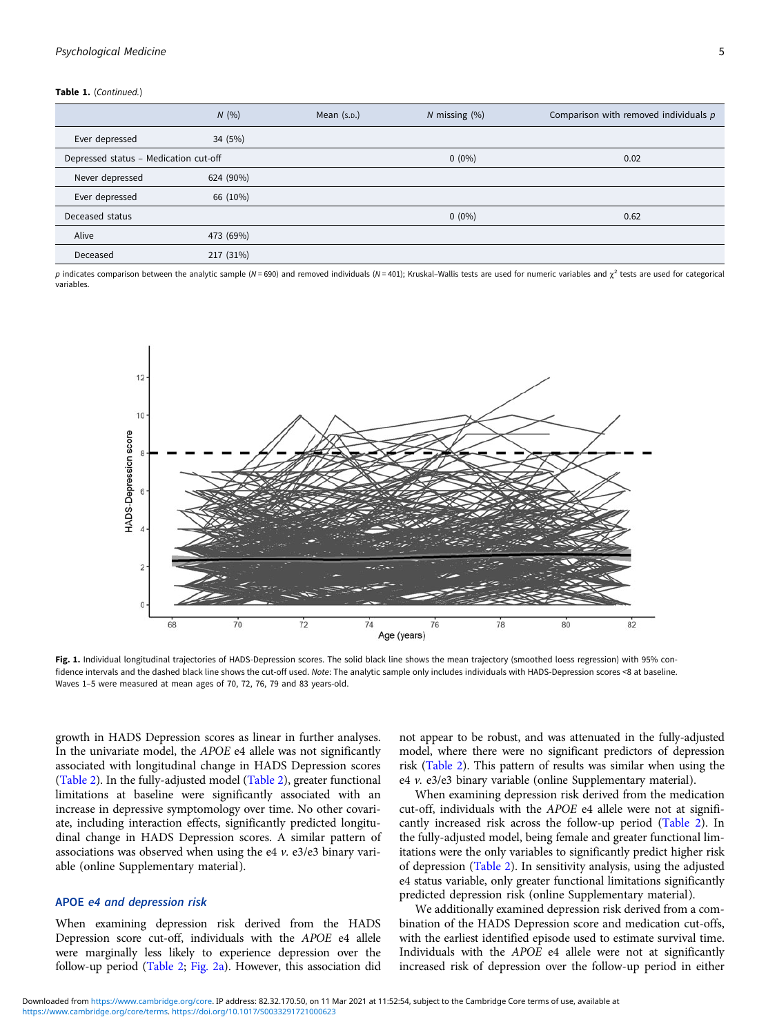**Table 1.** (*Continued*.)

| | *N* (%) | Mean (S.D.) | *N* missing (%) | Comparison with removed individuals *p* |
|---|---|---|---|---|
| Ever depressed | 34 (5%) | | | |
| Depressed status – Medication cut-off | | | 0 (0%) | 0.02 |
| Never depressed | 624 (90%) | | | |
| Ever depressed | 66 (10%) | | | |
| Deceased status | | | 0 (0%) | 0.62 |
| Alive | 473 (69%) | | | |
| Deceased | 217 (31%) | | | |

*p* indicates comparison between the analytic sample (*N* = 690) and removed individuals (*N* = 401); Kruskal–Wallis tests are used for numeric variables and $\chi^2$ tests are used for categorical variables.

**Fig. 1.** Individual longitudinal trajectories of HADS-Depression scores. The solid black line shows the mean trajectory (smoothed loess regression) with 95% confidence intervals and the dashed black line shows the cut-off used. *Note*: The analytic sample only includes individuals with HADS-Depression scores <8 at baseline. Waves 1–5 were measured at mean ages of 70, 72, 76, 79 and 83 years-old.

growth in HADS Depression scores as linear in further analyses. In the univariate model, the *APOE* e4 allele was not significantly associated with longitudinal change in HADS Depression scores (Table 2). In the fully-adjusted model (Table 2), greater functional limitations at baseline were significantly associated with an increase in depressive symptomology over time. No other covariate, including interaction effects, significantly predicted longitudinal change in HADS Depression scores. A similar pattern of associations was observed when using the e4 *v.* e3/e3 binary variable (online Supplementary material).

### APOE *e4 and depression risk*

When examining depression risk derived from the HADS Depression score cut-off, individuals with the *APOE* e4 allele were marginally less likely to experience depression over the follow-up period (Table 2; Fig. 2a). However, this association did not appear to be robust, and was attenuated in the fully-adjusted model, where there were no significant predictors of depression risk (Table 2). This pattern of results was similar when using the e4 *v.* e3/e3 binary variable (online Supplementary material).

When examining depression risk derived from the medication cut-off, individuals with the *APOE* e4 allele were not at significantly increased risk across the follow-up period (Table 2). In the fully-adjusted model, being female and greater functional limitations were the only variables to significantly predict higher risk of depression (Table 2). In sensitivity analysis, using the adjusted e4 status variable, only greater functional limitations significantly predicted depression risk (online Supplementary material).

We additionally examined depression risk derived from a combination of the HADS Depression score and medication cut-offs, with the earliest identified episode used to estimate survival time. Individuals with the *APOE* e4 allele were not at significantly increased risk of depression over the follow-up period in either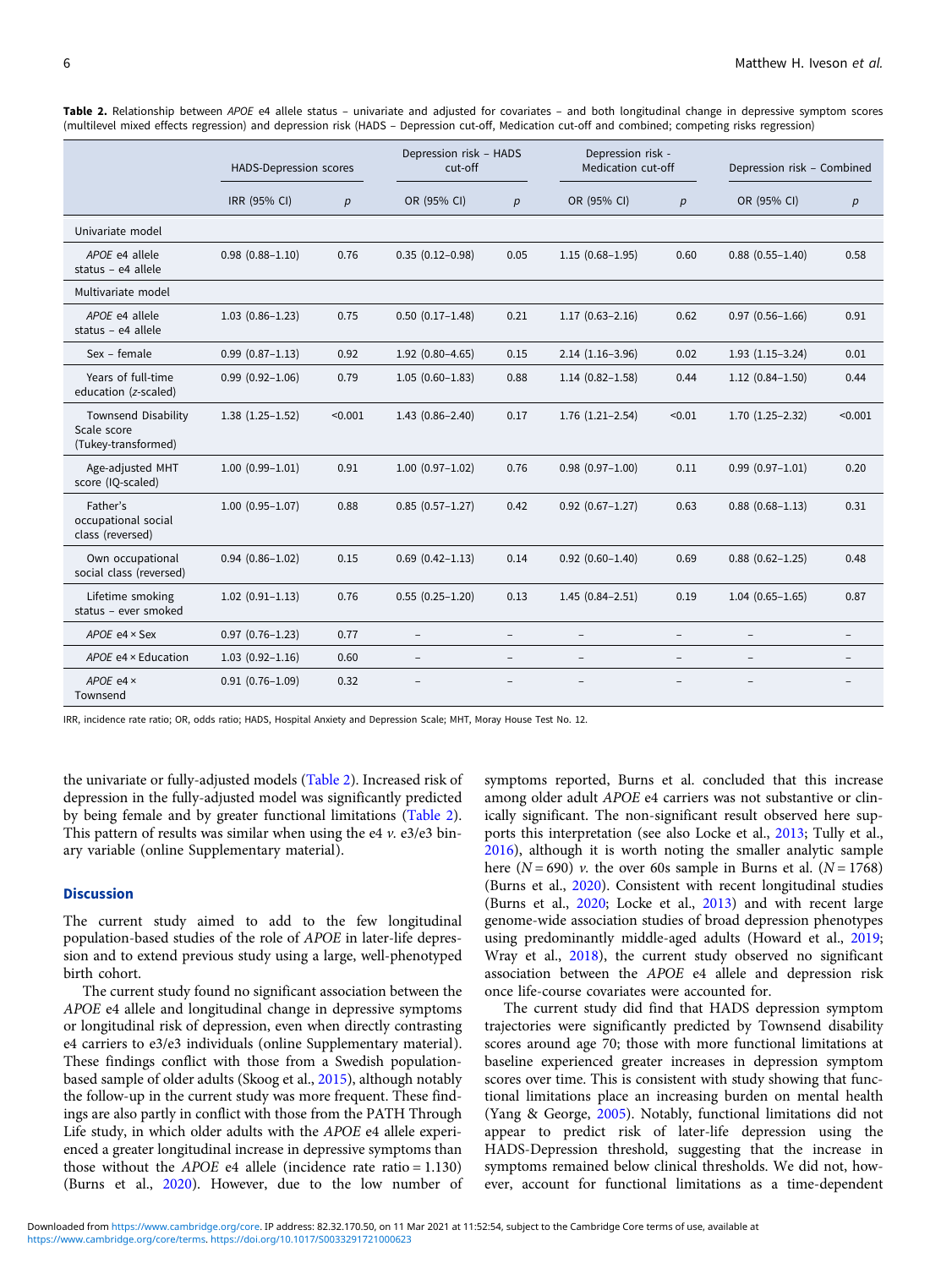**Table 2.** Relationship between *APOE* e4 allele status – univariate and adjusted for covariates – and both longitudinal change in depressive symptom scores (multilevel mixed effects regression) and depression risk (HADS – Depression cut-off, Medication cut-off and combined; competing risks regression)

| | HADS-Depression scores | | Depression risk – HADS cut-off | | Depression risk - Medication cut-off | | Depression risk – Combined | |
|---|---|---|---|---|---|---|---|---|
| | IRR (95% CI) | *p* | OR (95% CI) | *p* | OR (95% CI) | *p* | OR (95% CI) | *p* |
| Univariate model | | | | | | | | |
| *APOE* e4 allele status – e4 allele | 0.98 (0.88–1.10) | 0.76 | 0.35 (0.12–0.98) | 0.05 | 1.15 (0.68–1.95) | 0.60 | 0.88 (0.55–1.40) | 0.58 |
| Multivariate model | | | | | | | | |
| *APOE* e4 allele status – e4 allele | 1.03 (0.86–1.23) | 0.75 | 0.50 (0.17–1.48) | 0.21 | 1.17 (0.63–2.16) | 0.62 | 0.97 (0.56–1.66) | 0.91 |
| Sex – female | 0.99 (0.87–1.13) | 0.92 | 1.92 (0.80–4.65) | 0.15 | 2.14 (1.16–3.96) | 0.02 | 1.93 (1.15–3.24) | 0.01 |
| Years of full-time education (*z*-scaled) | 0.99 (0.92–1.06) | 0.79 | 1.05 (0.60–1.83) | 0.88 | 1.14 (0.82–1.58) | 0.44 | 1.12 (0.84–1.50) | 0.44 |
| Townsend Disability Scale score (Tukey-transformed) | 1.38 (1.25–1.52) | <0.001 | 1.43 (0.86–2.40) | 0.17 | 1.76 (1.21–2.54) | <0.01 | 1.70 (1.25–2.32) | <0.001 |
| Age-adjusted MHT score (IQ-scaled) | 1.00 (0.99–1.01) | 0.91 | 1.00 (0.97–1.02) | 0.76 | 0.98 (0.97–1.00) | 0.11 | 0.99 (0.97–1.01) | 0.20 |
| Father's occupational social class (reversed) | 1.00 (0.95–1.07) | 0.88 | 0.85 (0.57–1.27) | 0.42 | 0.92 (0.67–1.27) | 0.63 | 0.88 (0.68–1.13) | 0.31 |
| Own occupational social class (reversed) | 0.94 (0.86–1.02) | 0.15 | 0.69 (0.42–1.13) | 0.14 | 0.92 (0.60–1.40) | 0.69 | 0.88 (0.62–1.25) | 0.48 |
| Lifetime smoking status – ever smoked | 1.02 (0.91–1.13) | 0.76 | 0.55 (0.25–1.20) | 0.13 | 1.45 (0.84–2.51) | 0.19 | 1.04 (0.65–1.65) | 0.87 |
| *APOE* e4 × Sex | 0.97 (0.76–1.23) | 0.77 | – | – | – | – | – | – |
| *APOE* e4 × Education | 1.03 (0.92–1.16) | 0.60 | – | – | – | – | – | – |
| *APOE* e4 × Townsend | 0.91 (0.76–1.09) | 0.32 | – | – | – | – | – | – |

IRR, incidence rate ratio; OR, odds ratio; HADS, Hospital Anxiety and Depression Scale; MHT, Moray House Test No. 12.

the univariate or fully-adjusted models (Table 2). Increased risk of depression in the fully-adjusted model was significantly predicted by being female and by greater functional limitations (Table 2). This pattern of results was similar when using the e4 *v.* e3/e3 binary variable (online Supplementary material).

## Discussion

The current study aimed to add to the few longitudinal population-based studies of the role of *APOE* in later-life depression and to extend previous study using a large, well-phenotyped birth cohort.

The current study found no significant association between the *APOE* e4 allele and longitudinal change in depressive symptoms or longitudinal risk of depression, even when directly contrasting e4 carriers to e3/e3 individuals (online Supplementary material). These findings conflict with those from a Swedish population-based sample of older adults (Skoog et al., 2015), although notably the follow-up in the current study was more frequent. These findings are also partly in conflict with those from the PATH Through Life study, in which older adults with the *APOE* e4 allele experienced a greater longitudinal increase in depressive symptoms than those without the *APOE* e4 allele (incidence rate ratio = 1.130) (Burns et al., 2020). However, due to the low number of symptoms reported, Burns et al. concluded that this increase among older adult *APOE* e4 carriers was not substantive or clinically significant. The non-significant result observed here supports this interpretation (see also Locke et al., 2013; Tully et al., 2016), although it is worth noting the smaller analytic sample here ($N = 690$) *v.* the over 60s sample in Burns et al. ($N = 1768$) (Burns et al., 2020). Consistent with recent longitudinal studies (Burns et al., 2020; Locke et al., 2013) and with recent large genome-wide association studies of broad depression phenotypes using predominantly middle-aged adults (Howard et al., 2019; Wray et al., 2018), the current study observed no significant association between the *APOE* e4 allele and depression risk once life-course covariates were accounted for.

The current study did find that HADS depression symptom trajectories were significantly predicted by Townsend disability scores around age 70; those with more functional limitations at baseline experienced greater increases in depression symptom scores over time. This is consistent with study showing that functional limitations place an increasing burden on mental health (Yang & George, 2005). Notably, functional limitations did not appear to predict risk of later-life depression using the HADS-Depression threshold, suggesting that the increase in symptoms remained below clinical thresholds. We did not, however, account for functional limitations as a time-dependent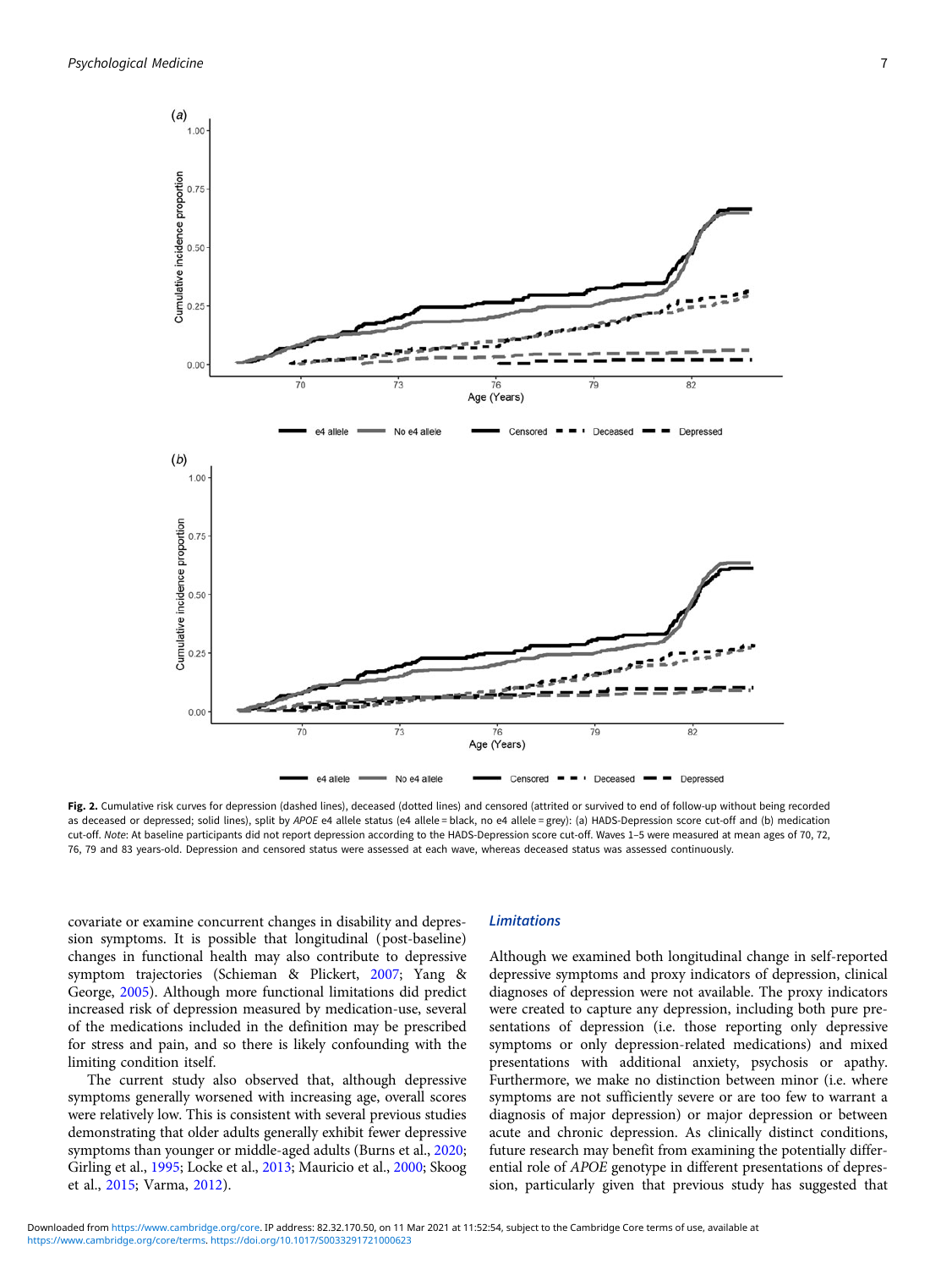**Fig. 2.** Cumulative risk curves for depression (dashed lines), deceased (dotted lines) and censored (attrited or survived to end of follow-up without being recorded as deceased or depressed; solid lines), split by *APOE* e4 allele status (e4 allele = black, no e4 allele = grey): (a) HADS-Depression score cut-off and (b) medication cut-off. *Note*: At baseline participants did not report depression according to the HADS-Depression score cut-off. Waves 1–5 were measured at mean ages of 70, 72, 76, 79 and 83 years-old. Depression and censored status were assessed at each wave, whereas deceased status was assessed continuously.

covariate or examine concurrent changes in disability and depression symptoms. It is possible that longitudinal (post-baseline) changes in functional health may also contribute to depressive symptom trajectories (Schieman & Plickert, 2007; Yang & George, 2005). Although more functional limitations did predict increased risk of depression measured by medication-use, several of the medications included in the definition may be prescribed for stress and pain, and so there is likely confounding with the limiting condition itself.

The current study also observed that, although depressive symptoms generally worsened with increasing age, overall scores were relatively low. This is consistent with several previous studies demonstrating that older adults generally exhibit fewer depressive symptoms than younger or middle-aged adults (Burns et al., 2020; Girling et al., 1995; Locke et al., 2013; Mauricio et al., 2000; Skoog et al., 2015; Varma, 2012).

### Limitations

Although we examined both longitudinal change in self-reported depressive symptoms and proxy indicators of depression, clinical diagnoses of depression were not available. The proxy indicators were created to capture any depression, including both pure presentations of depression (i.e. those reporting only depressive symptoms or only depression-related medications) and mixed presentations with additional anxiety, psychosis or apathy. Furthermore, we make no distinction between minor (i.e. where symptoms are not sufficiently severe or are too few to warrant a diagnosis of major depression) or major depression or between acute and chronic depression. As clinically distinct conditions, future research may benefit from examining the potentially differential role of *APOE* genotype in different presentations of depression, particularly given that previous study has suggested that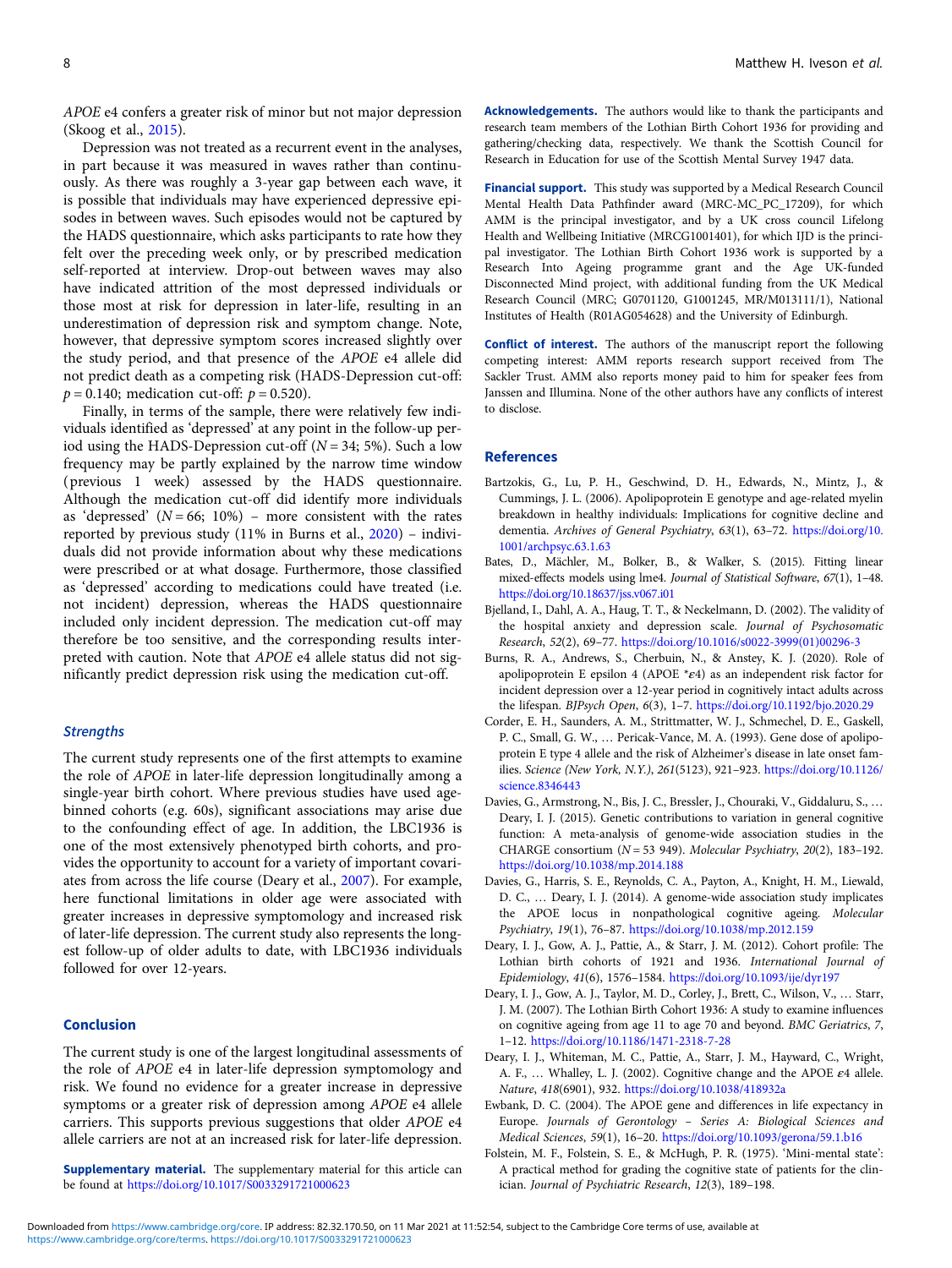*APOE* e4 confers a greater risk of minor but not major depression (Skoog et al., 2015).

Depression was not treated as a recurrent event in the analyses, in part because it was measured in waves rather than continuously. As there was roughly a 3-year gap between each wave, it is possible that individuals may have experienced depressive episodes in between waves. Such episodes would not be captured by the HADS questionnaire, which asks participants to rate how they felt over the preceding week only, or by prescribed medication self-reported at interview. Drop-out between waves may also have indicated attrition of the most depressed individuals or those most at risk for depression in later-life, resulting in an underestimation of depression risk and symptom change. Note, however, that depressive symptom scores increased slightly over the study period, and that presence of the *APOE* e4 allele did not predict death as a competing risk (HADS-Depression cut-off: $p = 0.140$; medication cut-off: $p = 0.520$).

Finally, in terms of the sample, there were relatively few individuals identified as 'depressed' at any point in the follow-up period using the HADS-Depression cut-off ($N = 34$; 5%). Such a low frequency may be partly explained by the narrow time window (previous 1 week) assessed by the HADS questionnaire. Although the medication cut-off did identify more individuals as 'depressed' ($N = 66$; 10%) – more consistent with the rates reported by previous study (11% in Burns et al., 2020) – individuals did not provide information about why these medications were prescribed or at what dosage. Furthermore, those classified as 'depressed' according to medications could have treated (i.e. not incident) depression, whereas the HADS questionnaire included only incident depression. The medication cut-off may therefore be too sensitive, and the corresponding results interpreted with caution. Note that *APOE* e4 allele status did not significantly predict depression risk using the medication cut-off.

### *Strengths*

The current study represents one of the first attempts to examine the role of *APOE* in later-life depression longitudinally among a single-year birth cohort. Where previous studies have used age-binned cohorts (e.g. 60s), significant associations may arise due to the confounding effect of age. In addition, the LBC1936 is one of the most extensively phenotyped birth cohorts, and provides the opportunity to account for a variety of important covariates from across the life course (Deary et al., 2007). For example, here functional limitations in older age were associated with greater increases in depressive symptomology and increased risk of later-life depression. The current study also represents the longest follow-up of older adults to date, with LBC1936 individuals followed for over 12-years.

## Conclusion

The current study is one of the largest longitudinal assessments of the role of *APOE* e4 in later-life depression symptomology and risk. We found no evidence for a greater increase in depressive symptoms or a greater risk of depression among *APOE* e4 allele carriers. This supports previous suggestions that older *APOE* e4 allele carriers are not at an increased risk for later-life depression.

**Supplementary material.** The supplementary material for this article can be found at https://doi.org/10.1017/S0033291721000623

**Acknowledgements.** The authors would like to thank the participants and research team members of the Lothian Birth Cohort 1936 for providing and gathering/checking data, respectively. We thank the Scottish Council for Research in Education for use of the Scottish Mental Survey 1947 data.

**Financial support.** This study was supported by a Medical Research Council Mental Health Data Pathfinder award (MRC-MC_PC_17209), for which AMM is the principal investigator, and by a UK cross council Lifelong Health and Wellbeing Initiative (MRCG1001401), for which IJD is the principal investigator. The Lothian Birth Cohort 1936 work is supported by a Research Into Ageing programme grant and the Age UK-funded Disconnected Mind project, with additional funding from the UK Medical Research Council (MRC; G0701120, G1001245, MR/M013111/1), National Institutes of Health (R01AG054628) and the University of Edinburgh.

**Conflict of interest.** The authors of the manuscript report the following competing interest: AMM reports research support received from The Sackler Trust. AMM also reports money paid to him for speaker fees from Janssen and Illumina. None of the other authors have any conflicts of interest to disclose.

## References

Bartzokis, G., Lu, P. H., Geschwind, D. H., Edwards, N., Mintz, J., & Cummings, J. L. (2006). Apolipoprotein E genotype and age-related myelin breakdown in healthy individuals: Implications for cognitive decline and dementia. *Archives of General Psychiatry*, *63*(1), 63–72. https://doi.org/10.1001/archpsyc.63.1.63

Bates, D., Mächler, M., Bolker, B., & Walker, S. (2015). Fitting linear mixed-effects models using lme4. *Journal of Statistical Software*, *67*(1), 1–48. https://doi.org/10.18637/jss.v067.i01

Bjelland, I., Dahl, A. A., Haug, T. T., & Neckelmann, D. (2002). The validity of the hospital anxiety and depression scale. *Journal of Psychosomatic Research*, *52*(2), 69–77. https://doi.org/10.1016/s0022-3999(01)00296-3

Burns, R. A., Andrews, S., Cherbuin, N., & Anstey, K. J. (2020). Role of apolipoprotein E epsilon 4 (APOE \*ε4) as an independent risk factor for incident depression over a 12-year period in cognitively intact adults across the lifespan. *BJPsych Open*, *6*(3), 1–7. https://doi.org/10.1192/bjo.2020.29

Corder, E. H., Saunders, A. M., Strittmatter, W. J., Schmechel, D. E., Gaskell, P. C., Small, G. W., … Pericak-Vance, M. A. (1993). Gene dose of apolipoprotein E type 4 allele and the risk of Alzheimer's disease in late onset families. *Science (New York, N.Y.)*, *261*(5123), 921–923. https://doi.org/10.1126/science.8346443

Davies, G., Armstrong, N., Bis, J. C., Bressler, J., Chouraki, V., Giddaluru, S., … Deary, I. J. (2015). Genetic contributions to variation in general cognitive function: A meta-analysis of genome-wide association studies in the CHARGE consortium ($N = 53\ 949$). *Molecular Psychiatry*, *20*(2), 183–192. https://doi.org/10.1038/mp.2014.188

Davies, G., Harris, S. E., Reynolds, C. A., Payton, A., Knight, H. M., Liewald, D. C., … Deary, I. J. (2014). A genome-wide association study implicates the APOE locus in nonpathological cognitive ageing. *Molecular Psychiatry*, *19*(1), 76–87. https://doi.org/10.1038/mp.2012.159

Deary, I. J., Gow, A. J., Pattie, A., & Starr, J. M. (2012). Cohort profile: The Lothian birth cohorts of 1921 and 1936. *International Journal of Epidemiology*, *41*(6), 1576–1584. https://doi.org/10.1093/ije/dyr197

Deary, I. J., Gow, A. J., Taylor, M. D., Corley, J., Brett, C., Wilson, V., … Starr, J. M. (2007). The Lothian Birth Cohort 1936: A study to examine influences on cognitive ageing from age 11 to age 70 and beyond. *BMC Geriatrics*, *7*, 1–12. https://doi.org/10.1186/1471-2318-7-28

Deary, I. J., Whiteman, M. C., Pattie, A., Starr, J. M., Hayward, C., Wright, A. F., … Whalley, L. J. (2002). Cognitive change and the APOE ε4 allele. *Nature*, *418*(6901), 932. https://doi.org/10.1038/418932a

Ewbank, D. C. (2004). The APOE gene and differences in life expectancy in Europe. *Journals of Gerontology – Series A: Biological Sciences and Medical Sciences*, *59*(1), 16–20. https://doi.org/10.1093/gerona/59.1.b16

Folstein, M. F., Folstein, S. E., & McHugh, P. R. (1975). 'Mini-mental state': A practical method for grading the cognitive state of patients for the clinician. *Journal of Psychiatric Research*, *12*(3), 189–198.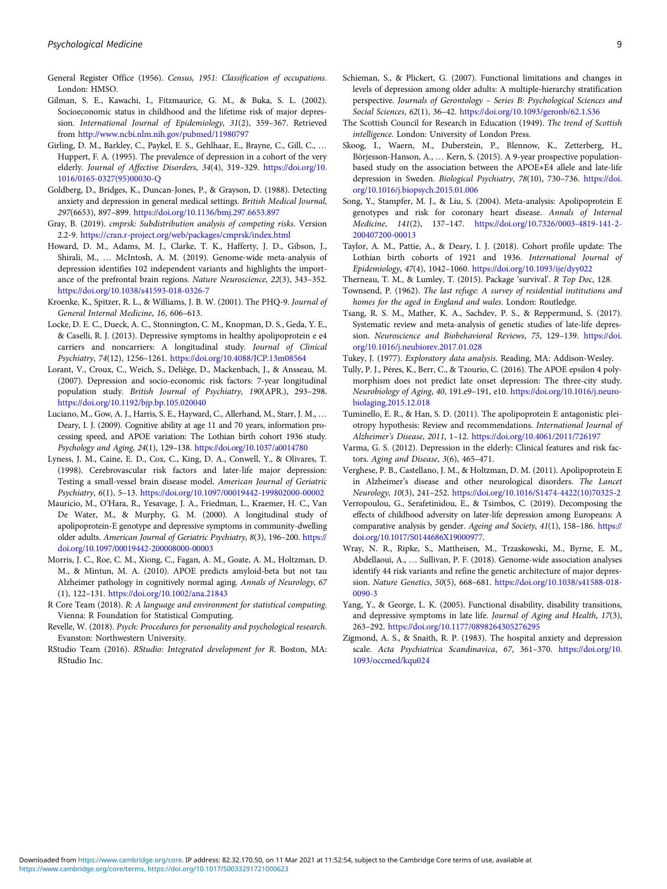General Register Office (1956). *Census, 1951: Classification of occupations*. London: HMSO.

Gilman, S. E., Kawachi, I., Fitzmaurice, G. M., & Buka, S. L. (2002). Socioeconomic status in childhood and the lifetime risk of major depression. *International Journal of Epidemiology*, *31*(2), 359–367. Retrieved from http://www.ncbi.nlm.nih.gov/pubmed/11980797

Girling, D. M., Barkley, C., Paykel, E. S., Gehlhaar, E., Brayne, C., Gill, C., … Huppert, F. A. (1995). The prevalence of depression in a cohort of the very elderly. *Journal of Affective Disorders*, *34*(4), 319–329. https://doi.org/10.1016/0165-0327(95)00030-Q

Goldberg, D., Bridges, K., Duncan-Jones, P., & Grayson, D. (1988). Detecting anxiety and depression in general medical settings. *British Medical Journal*, *297*(6653), 897–899. https://doi.org/10.1136/bmj.297.6653.897

Gray, B. (2019). *cmprsk: Subdistribution analysis of competing risks*. Version 2.2-9. https://cran.r-project.org/web/packages/cmprsk/index.html

Howard, D. M., Adams, M. J., Clarke, T. K., Hafferty, J. D., Gibson, J., Shirali, M., … McIntosh, A. M. (2019). Genome-wide meta-analysis of depression identifies 102 independent variants and highlights the importance of the prefrontal brain regions. *Nature Neuroscience*, *22*(3), 343–352. https://doi.org/10.1038/s41593-018-0326-7

Kroenke, K., Spitzer, R. L., & Williams, J. B. W. (2001). The PHQ-9. *Journal of General Internal Medicine*, *16*, 606–613.

Locke, D. E. C., Dueck, A. C., Stonnington, C. M., Knopman, D. S., Geda, Y. E., & Caselli, R. J. (2013). Depressive symptoms in healthy apolipoprotein e e4 carriers and noncarriers: A longitudinal study. *Journal of Clinical Psychiatry*, *74*(12), 1256–1261. https://doi.org/10.4088/JCP.13m08564

Lorant, V., Croux, C., Weich, S., Deliège, D., Mackenbach, J., & Ansseau, M. (2007). Depression and socio-economic risk factors: 7-year longitudinal population study. *British Journal of Psychiatry*, *190*(APR.), 293–298. https://doi.org/10.1192/bjp.bp.105.020040

Luciano, M., Gow, A. J., Harris, S. E., Hayward, C., Allerhand, M., Starr, J. M., … Deary, I. J. (2009). Cognitive ability at age 11 and 70 years, information processing speed, and APOE variation: The Lothian birth cohort 1936 study. *Psychology and Aging*, *24*(1), 129–138. https://doi.org/10.1037/a0014780

Lyness, J. M., Caine, E. D., Cox, C., King, D. A., Conwell, Y., & Olivares, T. (1998). Cerebrovascular risk factors and later-life major depression: Testing a small-vessel brain disease model. *American Journal of Geriatric Psychiatry*, *6*(1), 5–13. https://doi.org/10.1097/00019442-199802000-00002

Mauricio, M., O'Hara, R., Yesavage, J. A., Friedman, L., Kraemer, H. C., Van De Water, M., & Murphy, G. M. (2000). A longitudinal study of apolipoprotein-E genotype and depressive symptoms in community-dwelling older adults. *American Journal of Geriatric Psychiatry*, *8*(3), 196–200. https://doi.org/10.1097/00019442-200008000-00003

Morris, J. C., Roe, C. M., Xiong, C., Fagan, A. M., Goate, A. M., Holtzman, D. M., & Mintun, M. A. (2010). APOE predicts amyloid-beta but not tau Alzheimer pathology in cognitively normal aging. *Annals of Neurology*, *67*(1), 122–131. https://doi.org/10.1002/ana.21843

R Core Team (2018). *R: A language and environment for statistical computing*. Vienna: R Foundation for Statistical Computing.

Revelle, W. (2018). *Psych: Procedures for personality and psychological research*. Evanston: Northwestern University.

RStudio Team (2016). *RStudio: Integrated development for R*. Boston, MA: RStudio Inc.

Schieman, S., & Plickert, G. (2007). Functional limitations and changes in levels of depression among older adults: A multiple-hierarchy stratification perspective. *Journals of Gerontology – Series B: Psychological Sciences and Social Sciences*, *62*(1), 36–42. https://doi.org/10.1093/geronb/62.1.S36

The Scottish Council for Research in Education (1949). *The trend of Scottish intelligence*. London: University of London Press.

Skoog, I., Waern, M., Duberstein, P., Blennow, K., Zetterberg, H., Börjesson-Hanson, A., … Kern, S. (2015). A 9-year prospective population-based study on the association between the APOE*E4 allele and late-life depression in Sweden. *Biological Psychiatry*, *78*(10), 730–736. https://doi.org/10.1016/j.biopsych.2015.01.006

Song, Y., Stampfer, M. J., & Liu, S. (2004). Meta-analysis: Apolipoprotein E genotypes and risk for coronary heart disease. *Annals of Internal Medicine*, *141*(2), 137–147. https://doi.org/10.7326/0003-4819-141-2-200407200-00013

Taylor, A. M., Pattie, A., & Deary, I. J. (2018). Cohort profile update: The Lothian birth cohorts of 1921 and 1936. *International Journal of Epidemiology*, *47*(4), 1042–1060. https://doi.org/10.1093/ije/dyy022

Therneau, T. M., & Lumley, T. (2015). Package 'survival'. *R Top Doc*, 128.

Townsend, P. (1962). *The last refuge: A survey of residential institutions and homes for the aged in England and wales*. London: Routledge.

Tsang, R. S. M., Mather, K. A., Sachdev, P. S., & Reppermund, S. (2017). Systematic review and meta-analysis of genetic studies of late-life depression. *Neuroscience and Biobehavioral Reviews*, *75*, 129–139. https://doi.org/10.1016/j.neubiorev.2017.01.028

Tukey, J. (1977). *Exploratory data analysis*. Reading, MA: Addison-Wesley.

Tully, P. J., Péres, K., Berr, C., & Tzourio, C. (2016). The APOE epsilon 4 polymorphism does not predict late onset depression: The three-city study. *Neurobiology of Aging*, *40*, 191.e9–191, e10. https://doi.org/10.1016/j.neurobiolaging.2015.12.018

Tuminello, E. R., & Han, S. D. (2011). The apolipoprotein E antagonistic pleiotropy hypothesis: Review and recommendations. *International Journal of Alzheimer's Disease*, *2011*, 1–12. https://doi.org/10.4061/2011/726197

Varma, G. S. (2012). Depression in the elderly: Clinical features and risk factors. *Aging and Disease*, *3*(6), 465–471.

Verghese, P. B., Castellano, J. M., & Holtzman, D. M. (2011). Apolipoprotein E in Alzheimer's disease and other neurological disorders. *The Lancet Neurology*, *10*(3), 241–252. https://doi.org/10.1016/S1474-4422(10)70325-2

Verropoulou, G., Serafetinidou, E., & Tsimbos, C. (2019). Decomposing the effects of childhood adversity on later-life depression among Europeans: A comparative analysis by gender. *Ageing and Society*, *41*(1), 158–186. https://doi.org/10.1017/S0144686X19000977.

Wray, N. R., Ripke, S., Mattheisen, M., Trzaskowski, M., Byrne, E. M., Abdellaoui, A., … Sullivan, P. F. (2018). Genome-wide association analyses identify 44 risk variants and refine the genetic architecture of major depression. *Nature Genetics*, *50*(5), 668–681. https://doi.org/10.1038/s41588-018-0090-3

Yang, Y., & George, L. K. (2005). Functional disability, disability transitions, and depressive symptoms in late life. *Journal of Aging and Health*, *17*(3), 263–292. https://doi.org/10.1177/0898264305276295

Zigmond, A. S., & Snaith, R. P. (1983). The hospital anxiety and depression scale. *Acta Psychiatrica Scandinavica*, *67*, 361–370. https://doi.org/10.1093/occmed/kqu024